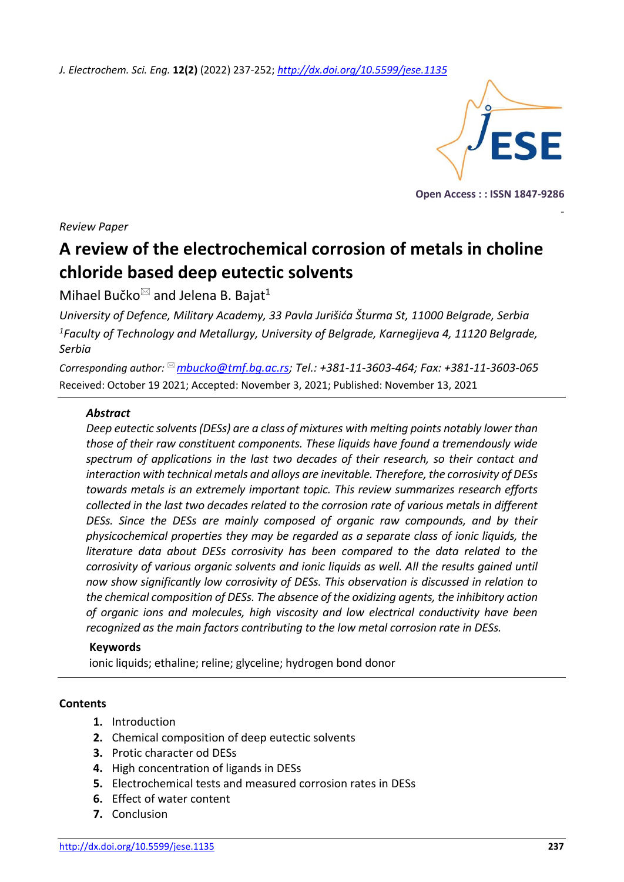Review Paper

# A review of the electrochemical corrosion of metals in choline chloride based deep eutectic solvents

Mihael Bučko and Jelena B. Bajat[1]

*University of Defence, Military Academy, 33 Pavla Jurišića Šturma St, 11000 Belgrade, Serbia*
*[1]Faculty of Technology and Metallurgy, University of Belgrade, Karnegijeva 4, 11120 Belgrade, Serbia*

*Corresponding author: mbucko@tmf.bg.ac.rs; Tel.: +381-11-3603-464; Fax: +381-11-3603-065*
Received: October 19 2021; Accepted: November 3, 2021; Published: November 13, 2021

### Abstract

*Deep eutectic solvents (DESs) are a class of mixtures with melting points notably lower than those of their raw constituent components. These liquids have found a tremendously wide spectrum of applications in the last two decades of their research, so their contact and interaction with technical metals and alloys are inevitable. Therefore, the corrosivity of DESs towards metals is an extremely important topic. This review summarizes research efforts collected in the last two decades related to the corrosion rate of various metals in different DESs. Since the DESs are mainly composed of organic raw compounds, and by their physicochemical properties they may be regarded as a separate class of ionic liquids, the literature data about DESs corrosivity has been compared to the data related to the corrosivity of various organic solvents and ionic liquids as well. All the results gained until now show significantly low corrosivity of DESs. This observation is discussed in relation to the chemical composition of DESs. The absence of the oxidizing agents, the inhibitory action of organic ions and molecules, high viscosity and low electrical conductivity have been recognized as the main factors contributing to the low metal corrosion rate in DESs.*

### Keywords

ionic liquids; ethaline; reline; glyceline; hydrogen bond donor

### Contents

1. Introduction
2. Chemical composition of deep eutectic solvents
3. Protic character od DESs
4. High concentration of ligands in DESs
5. Electrochemical tests and measured corrosion rates in DESs
6. Effect of water content
7. Conclusion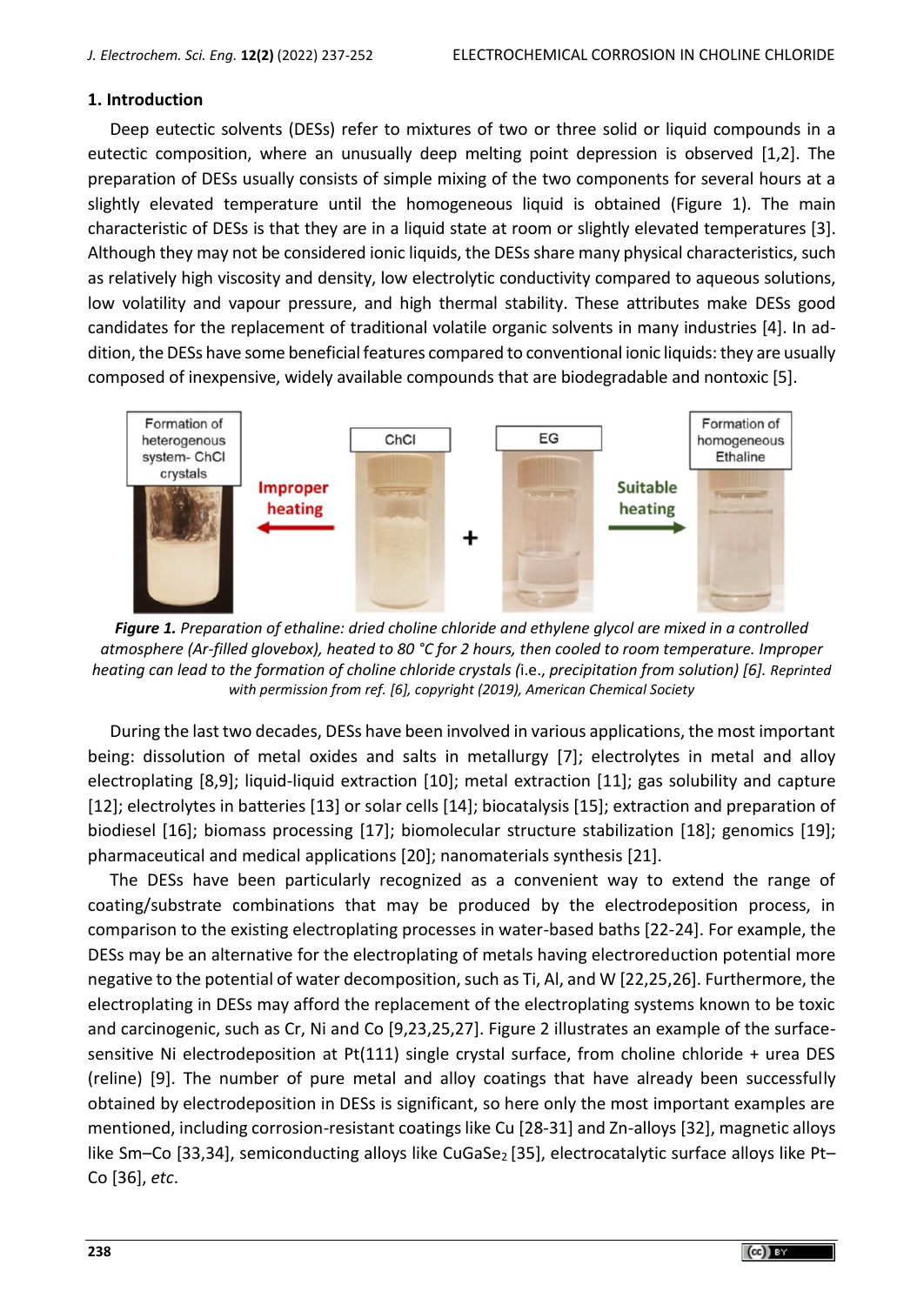## 1. Introduction

Deep eutectic solvents (DESs) refer to mixtures of two or three solid or liquid compounds in a eutectic composition, where an unusually deep melting point depression is observed [1,2]. The preparation of DESs usually consists of simple mixing of the two components for several hours at a slightly elevated temperature until the homogeneous liquid is obtained (Figure 1). The main characteristic of DESs is that they are in a liquid state at room or slightly elevated temperatures [3]. Although they may not be considered ionic liquids, the DESs share many physical characteristics, such as relatively high viscosity and density, low electrolytic conductivity compared to aqueous solutions, low volatility and vapour pressure, and high thermal stability. These attributes make DESs good candidates for the replacement of traditional volatile organic solvents in many industries [4]. In addition, the DESs have some beneficial features compared to conventional ionic liquids: they are usually composed of inexpensive, widely available compounds that are biodegradable and nontoxic [5].

Formation of heterogenous system- ChCl crystals

Improper heating

ChCl

+

EG

Suitable heating

Formation of homogeneous Ethaline

***Figure 1.*** *Preparation of ethaline: dried choline chloride and ethylene glycol are mixed in a controlled atmosphere (Ar-filled glovebox), heated to 80 °C for 2 hours, then cooled to room temperature. Improper heating can lead to the formation of choline chloride crystals (*i.e.*, precipitation from solution) [6].* Reprinted with permission from ref. [6], copyright (2019), American Chemical Society

During the last two decades, DESs have been involved in various applications, the most important being: dissolution of metal oxides and salts in metallurgy [7]; electrolytes in metal and alloy electroplating [8,9]; liquid-liquid extraction [10]; metal extraction [11]; gas solubility and capture [12]; electrolytes in batteries [13] or solar cells [14]; biocatalysis [15]; extraction and preparation of biodiesel [16]; biomass processing [17]; biomolecular structure stabilization [18]; genomics [19]; pharmaceutical and medical applications [20]; nanomaterials synthesis [21].

The DESs have been particularly recognized as a convenient way to extend the range of coating/substrate combinations that may be produced by the electrodeposition process, in comparison to the existing electroplating processes in water-based baths [22-24]. For example, the DESs may be an alternative for the electroplating of metals having electroreduction potential more negative to the potential of water decomposition, such as Ti, Al, and W [22,25,26]. Furthermore, the electroplating in DESs may afford the replacement of the electroplating systems known to be toxic and carcinogenic, such as Cr, Ni and Co [9,23,25,27]. Figure 2 illustrates an example of the surface-sensitive Ni electrodeposition at Pt(111) single crystal surface, from choline chloride + urea DES (reline) [9]. The number of pure metal and alloy coatings that have already been successfully obtained by electrodeposition in DESs is significant, so here only the most important examples are mentioned, including corrosion-resistant coatings like Cu [28-31] and Zn-alloys [32], magnetic alloys like Sm–Co [33,34], semiconducting alloys like $CuGaSe_2$ [35], electrocatalytic surface alloys like Pt–Co [36], *etc*.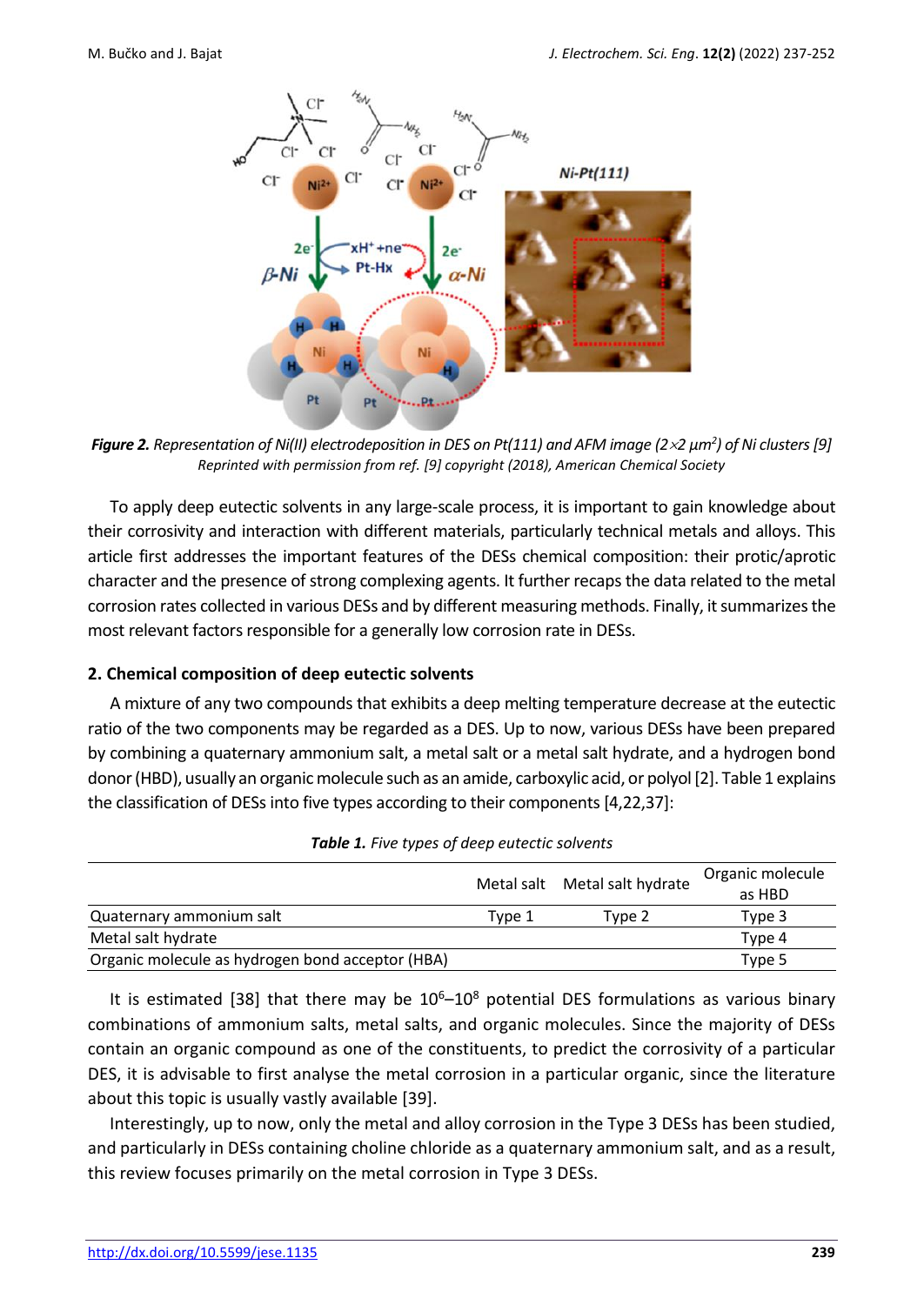*Figure 2. Representation of Ni(II) electrodeposition in DES on Pt(111) and AFM image (2×2 μm[2]) of Ni clusters [9]*
*Reprinted with permission from ref. [9] copyright (2018), American Chemical Society*

To apply deep eutectic solvents in any large-scale process, it is important to gain knowledge about their corrosivity and interaction with different materials, particularly technical metals and alloys. This article first addresses the important features of the DESs chemical composition: their protic/aprotic character and the presence of strong complexing agents. It further recaps the data related to the metal corrosion rates collected in various DESs and by different measuring methods. Finally, it summarizes the most relevant factors responsible for a generally low corrosion rate in DESs.

## 2. Chemical composition of deep eutectic solvents

A mixture of any two compounds that exhibits a deep melting temperature decrease at the eutectic ratio of the two components may be regarded as a DES. Up to now, various DESs have been prepared by combining a quaternary ammonium salt, a metal salt or a metal salt hydrate, and a hydrogen bond donor (HBD), usually an organic molecule such as an amide, carboxylic acid, or polyol [2]. Table 1 explains the classification of DESs into five types according to their components [4,22,37]:

***Table 1.*** *Five types of deep eutectic solvents*

| | Metal salt | Metal salt hydrate | Organic molecule as HBD |
|---|---|---|---|
| Quaternary ammonium salt | Type 1 | Type 2 | Type 3 |
| Metal salt hydrate | | | Type 4 |
| Organic molecule as hydrogen bond acceptor (HBA) | | | Type 5 |

It is estimated [38] that there may be $10^6$–$10^8$ potential DES formulations as various binary combinations of ammonium salts, metal salts, and organic molecules. Since the majority of DESs contain an organic compound as one of the constituents, to predict the corrosivity of a particular DES, it is advisable to first analyse the metal corrosion in a particular organic, since the literature about this topic is usually vastly available [39].

Interestingly, up to now, only the metal and alloy corrosion in the Type 3 DESs has been studied, and particularly in DESs containing choline chloride as a quaternary ammonium salt, and as a result, this review focuses primarily on the metal corrosion in Type 3 DESs.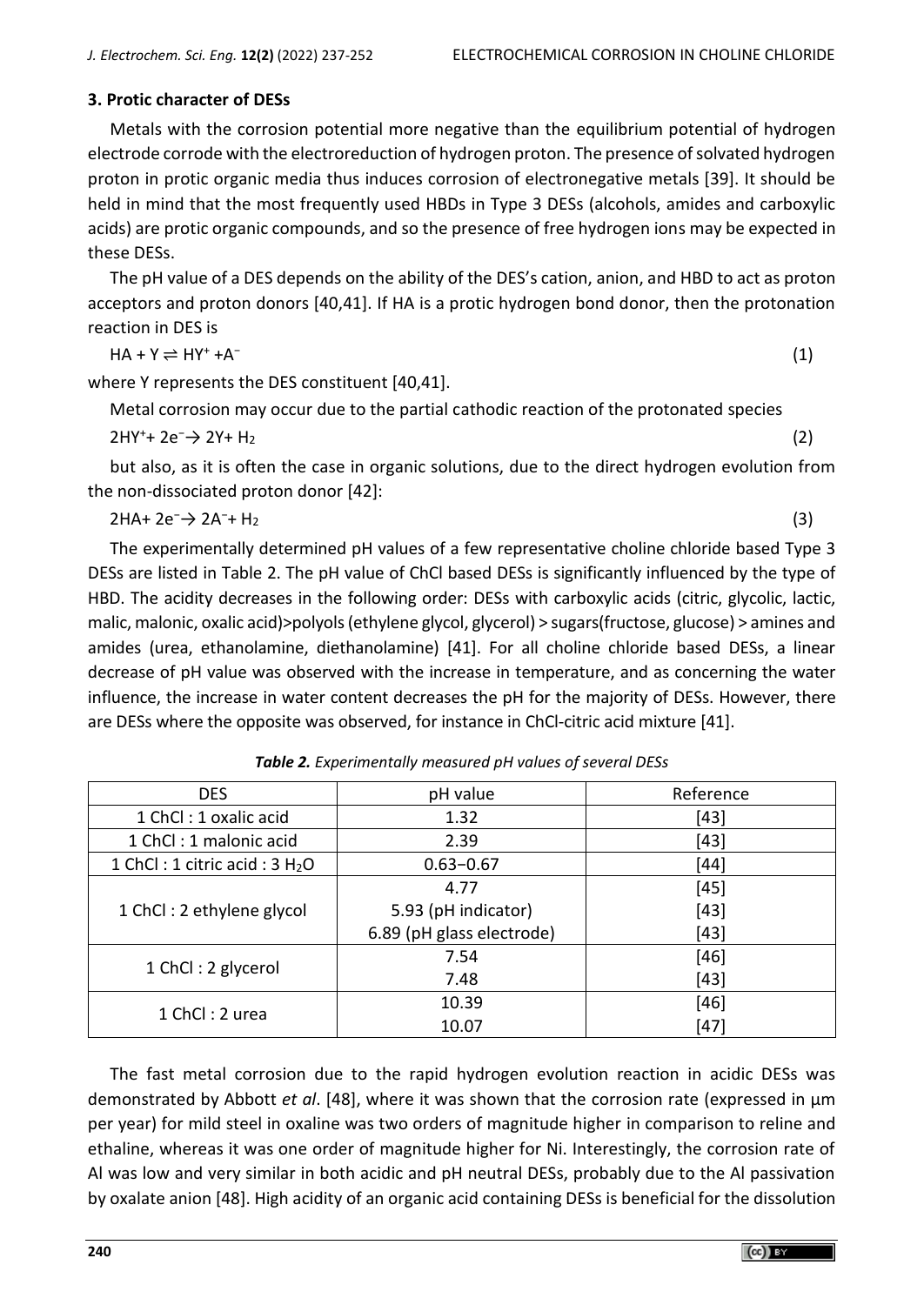## 3. Protic character of DESs

Metals with the corrosion potential more negative than the equilibrium potential of hydrogen electrode corrode with the electroreduction of hydrogen proton. The presence of solvated hydrogen proton in protic organic media thus induces corrosion of electronegative metals [39]. It should be held in mind that the most frequently used HBDs in Type 3 DESs (alcohols, amides and carboxylic acids) are protic organic compounds, and so the presence of free hydrogen ions may be expected in these DESs.

The pH value of a DES depends on the ability of the DES's cation, anion, and HBD to act as proton acceptors and proton donors [40,41]. If HA is a protic hydrogen bond donor, then the protonation reaction in DES is

$$HA + Y \rightleftharpoons HY^+ + A^- \tag{1}$$

where Y represents the DES constituent [40,41].

Metal corrosion may occur due to the partial cathodic reaction of the protonated species

$$2HY^+ + 2e^- \rightarrow 2Y + H_2 \tag{2}$$

but also, as it is often the case in organic solutions, due to the direct hydrogen evolution from the non-dissociated proton donor [42]:

$$2HA + 2e^- \rightarrow 2A^- + H_2 \tag{3}$$

The experimentally determined pH values of a few representative choline chloride based Type 3 DESs are listed in Table 2. The pH value of ChCl based DESs is significantly influenced by the type of HBD. The acidity decreases in the following order: DESs with carboxylic acids (citric, glycolic, lactic, malic, malonic, oxalic acid)>polyols (ethylene glycol, glycerol) > sugars(fructose, glucose) > amines and amides (urea, ethanolamine, diethanolamine) [41]. For all choline chloride based DESs, a linear decrease of pH value was observed with the increase in temperature, and as concerning the water influence, the increase in water content decreases the pH for the majority of DESs. However, there are DESs where the opposite was observed, for instance in ChCl-citric acid mixture [41].

***Table 2.*** *Experimentally measured pH values of several DESs*

| DES | pH value | Reference |
|---|---|---|
| 1 ChCl : 1 oxalic acid | 1.32 | [43] |
| 1 ChCl : 1 malonic acid | 2.39 | [43] |
| 1 ChCl : 1 citric acid : 3 $H_2O$ | 0.63−0.67 | [44] |
| 1 ChCl : 2 ethylene glycol | 4.77 | [45] |
| | 5.93 (pH indicator) | [43] |
| | 6.89 (pH glass electrode) | [43] |
| 1 ChCl : 2 glycerol | 7.54 | [46] |
| | 7.48 | [43] |
| 1 ChCl : 2 urea | 10.39 | [46] |
| | 10.07 | [47] |

The fast metal corrosion due to the rapid hydrogen evolution reaction in acidic DESs was demonstrated by Abbott *et al*. [48], where it was shown that the corrosion rate (expressed in μm per year) for mild steel in oxaline was two orders of magnitude higher in comparison to reline and ethaline, whereas it was one order of magnitude higher for Ni. Interestingly, the corrosion rate of Al was low and very similar in both acidic and pH neutral DESs, probably due to the Al passivation by oxalate anion [48]. High acidity of an organic acid containing DESs is beneficial for the dissolution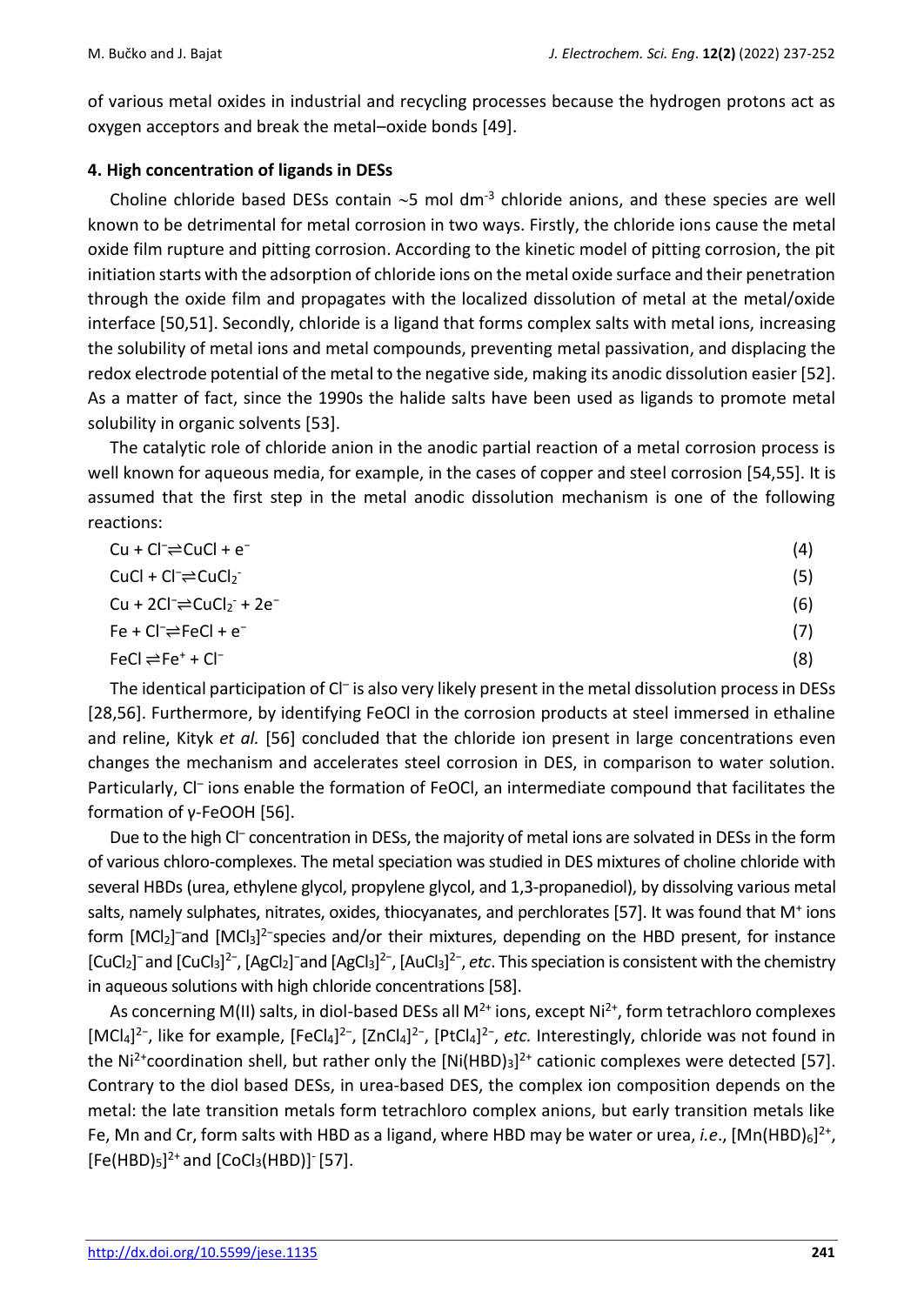of various metal oxides in industrial and recycling processes because the hydrogen protons act as oxygen acceptors and break the metal–oxide bonds [49].

## 4. High concentration of ligands in DESs

Choline chloride based DESs contain ∼5 mol dm$^{-3}$ chloride anions, and these species are well known to be detrimental for metal corrosion in two ways. Firstly, the chloride ions cause the metal oxide film rupture and pitting corrosion. According to the kinetic model of pitting corrosion, the pit initiation starts with the adsorption of chloride ions on the metal oxide surface and their penetration through the oxide film and propagates with the localized dissolution of metal at the metal/oxide interface [50,51]. Secondly, chloride is a ligand that forms complex salts with metal ions, increasing the solubility of metal ions and metal compounds, preventing metal passivation, and displacing the redox electrode potential of the metal to the negative side, making its anodic dissolution easier [52]. As a matter of fact, since the 1990s the halide salts have been used as ligands to promote metal solubility in organic solvents [53].

The catalytic role of chloride anion in the anodic partial reaction of a metal corrosion process is well known for aqueous media, for example, in the cases of copper and steel corrosion [54,55]. It is assumed that the first step in the metal anodic dissolution mechanism is one of the following reactions:

$$Cu + Cl^- \rightleftharpoons CuCl + e^- \tag{4}$$

$$CuCl + Cl^- \rightleftharpoons CuCl_2^- \tag{5}$$

$$Cu + 2Cl^- \rightleftharpoons CuCl_2^- + 2e^- \tag{6}$$

$$Fe + Cl^- \rightleftharpoons FeCl + e^- \tag{7}$$

$$FeCl \rightleftharpoons Fe^+ + Cl^- \tag{8}$$

The identical participation of $Cl^-$ is also very likely present in the metal dissolution process in DESs [28,56]. Furthermore, by identifying FeOCl in the corrosion products at steel immersed in ethaline and reline, Kityk *et al.* [56] concluded that the chloride ion present in large concentrations even changes the mechanism and accelerates steel corrosion in DES, in comparison to water solution. Particularly, $Cl^-$ ions enable the formation of FeOCl, an intermediate compound that facilitates the formation of γ-FeOOH [56].

Due to the high $Cl^-$ concentration in DESs, the majority of metal ions are solvated in DESs in the form of various chloro-complexes. The metal speciation was studied in DES mixtures of choline chloride with several HBDs (urea, ethylene glycol, propylene glycol, and 1,3-propanediol), by dissolving various metal salts, namely sulphates, nitrates, oxides, thiocyanates, and perchlorates [57]. It was found that $M^+$ ions form $[MCl_2]^-$ and $[MCl_3]^{2-}$ species and/or their mixtures, depending on the HBD present, for instance $[CuCl_2]^-$ and $[CuCl_3]^{2-}$, $[AgCl_2]^-$ and $[AgCl_3]^{2-}$, $[AuCl_3]^{2-}$, *etc*. This speciation is consistent with the chemistry in aqueous solutions with high chloride concentrations [58].

As concerning M(II) salts, in diol-based DESs all $M^{2+}$ ions, except $Ni^{2+}$, form tetrachloro complexes $[MCl_4]^{2-}$, like for example, $[FeCl_4]^{2-}$, $[ZnCl_4]^{2-}$, $[PtCl_4]^{2-}$, *etc.* Interestingly, chloride was not found in the $Ni^{2+}$ coordination shell, but rather only the $[Ni(HBD)_3]^{2+}$ cationic complexes were detected [57]. Contrary to the diol based DESs, in urea-based DES, the complex ion composition depends on the metal: the late transition metals form tetrachloro complex anions, but early transition metals like Fe, Mn and Cr, form salts with HBD as a ligand, where HBD may be water or urea, *i.e.*, $[Mn(HBD)_6]^{2+}$, $[Fe(HBD)_5]^{2+}$ and $[CoCl_3(HBD)]^-$ [57].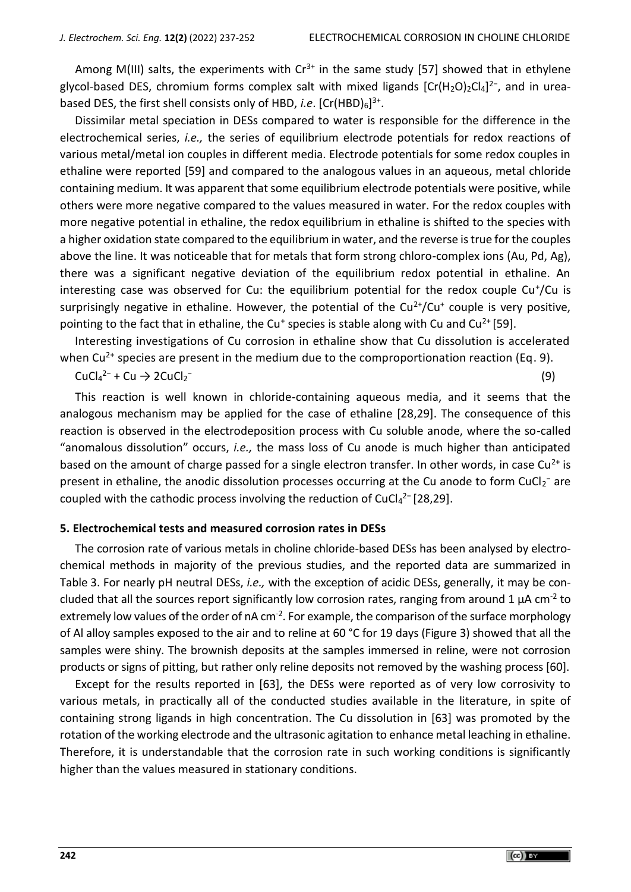Among M(III) salts, the experiments with $Cr^{3+}$ in the same study [57] showed that in ethylene glycol-based DES, chromium forms complex salt with mixed ligands $[Cr(H_2O)_2Cl_4]^{2-}$, and in urea-based DES, the first shell consists only of HBD, *i.e*. $[Cr(HBD)_6]^{3+}$.

Dissimilar metal speciation in DESs compared to water is responsible for the difference in the electrochemical series, *i.e.,* the series of equilibrium electrode potentials for redox reactions of various metal/metal ion couples in different media. Electrode potentials for some redox couples in ethaline were reported [59] and compared to the analogous values in an aqueous, metal chloride containing medium. It was apparent that some equilibrium electrode potentials were positive, while others were more negative compared to the values measured in water. For the redox couples with more negative potential in ethaline, the redox equilibrium in ethaline is shifted to the species with a higher oxidation state compared to the equilibrium in water, and the reverse is true for the couples above the line. It was noticeable that for metals that form strong chloro-complex ions (Au, Pd, Ag), there was a significant negative deviation of the equilibrium redox potential in ethaline. An interesting case was observed for Cu: the equilibrium potential for the redox couple $Cu^+/Cu$ is surprisingly negative in ethaline. However, the potential of the $Cu^{2+}/Cu^+$ couple is very positive, pointing to the fact that in ethaline, the $Cu^+$ species is stable along with Cu and $Cu^{2+}$ [59].

Interesting investigations of Cu corrosion in ethaline show that Cu dissolution is accelerated when $Cu^{2+}$ species are present in the medium due to the comproportionation reaction (Eq. 9).

$$CuCl_4^{2-} + Cu \rightarrow 2CuCl_2^- \qquad (9)$$

This reaction is well known in chloride-containing aqueous media, and it seems that the analogous mechanism may be applied for the case of ethaline [28,29]. The consequence of this reaction is observed in the electrodeposition process with Cu soluble anode, where the so-called "anomalous dissolution" occurs, *i.e.,* the mass loss of Cu anode is much higher than anticipated based on the amount of charge passed for a single electron transfer. In other words, in case $Cu^{2+}$ is present in ethaline, the anodic dissolution processes occurring at the Cu anode to form $CuCl_2^-$ are coupled with the cathodic process involving the reduction of $CuCl_4^{2-}$ [28,29].

## 5. Electrochemical tests and measured corrosion rates in DESs

The corrosion rate of various metals in choline chloride-based DESs has been analysed by electrochemical methods in majority of the previous studies, and the reported data are summarized in Table 3. For nearly pH neutral DESs, *i.e.,* with the exception of acidic DESs, generally, it may be concluded that all the sources report significantly low corrosion rates, ranging from around 1 μA cm$^{-2}$ to extremely low values of the order of nA cm$^{-2}$. For example, the comparison of the surface morphology of Al alloy samples exposed to the air and to reline at 60 °C for 19 days (Figure 3) showed that all the samples were shiny. The brownish deposits at the samples immersed in reline, were not corrosion products or signs of pitting, but rather only reline deposits not removed by the washing process [60].

Except for the results reported in [63], the DESs were reported as of very low corrosivity to various metals, in practically all of the conducted studies available in the literature, in spite of containing strong ligands in high concentration. The Cu dissolution in [63] was promoted by the rotation of the working electrode and the ultrasonic agitation to enhance metal leaching in ethaline. Therefore, it is understandable that the corrosion rate in such working conditions is significantly higher than the values measured in stationary conditions.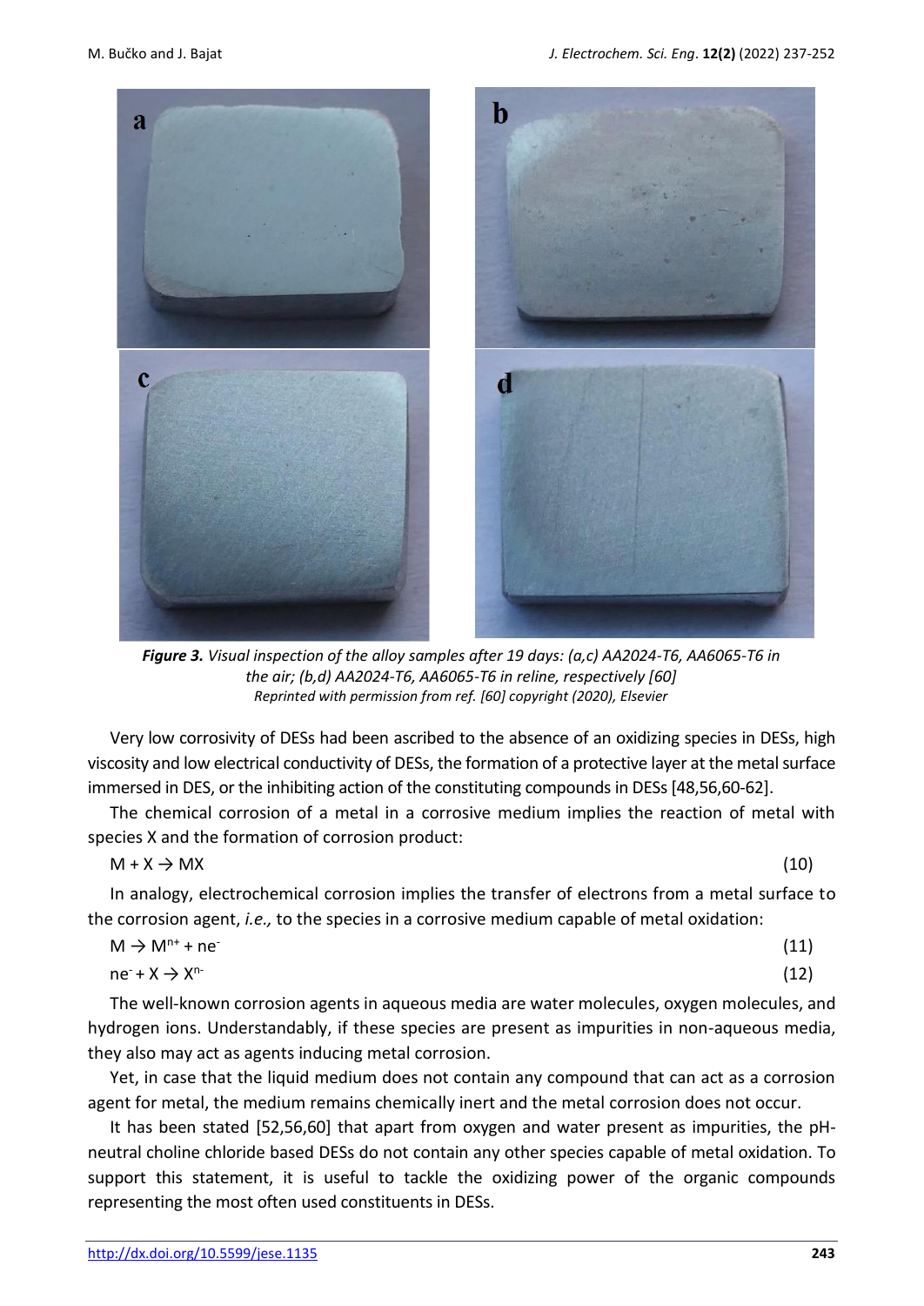***Figure 3.*** *Visual inspection of the alloy samples after 19 days: (a,c) AA2024-T6, AA6065-T6 in the air; (b,d) AA2024-T6, AA6065-T6 in reline, respectively [60]*
*Reprinted with permission from ref. [60] copyright (2020), Elsevier*

Very low corrosivity of DESs had been ascribed to the absence of an oxidizing species in DESs, high viscosity and low electrical conductivity of DESs, the formation of a protective layer at the metal surface immersed in DES, or the inhibiting action of the constituting compounds in DESs [48,56,60-62].

The chemical corrosion of a metal in a corrosive medium implies the reaction of metal with species X and the formation of corrosion product:

$$M + X \rightarrow MX \tag{10}$$

In analogy, electrochemical corrosion implies the transfer of electrons from a metal surface to the corrosion agent, *i.e.,* to the species in a corrosive medium capable of metal oxidation:

$$M \rightarrow M^{n+} + ne^- \tag{11}$$

$$ne^- + X \rightarrow X^{n-} \tag{12}$$

The well-known corrosion agents in aqueous media are water molecules, oxygen molecules, and hydrogen ions. Understandably, if these species are present as impurities in non-aqueous media, they also may act as agents inducing metal corrosion.

Yet, in case that the liquid medium does not contain any compound that can act as a corrosion agent for metal, the medium remains chemically inert and the metal corrosion does not occur.

It has been stated [52,56,60] that apart from oxygen and water present as impurities, the pH-neutral choline chloride based DESs do not contain any other species capable of metal oxidation. To support this statement, it is useful to tackle the oxidizing power of the organic compounds representing the most often used constituents in DESs.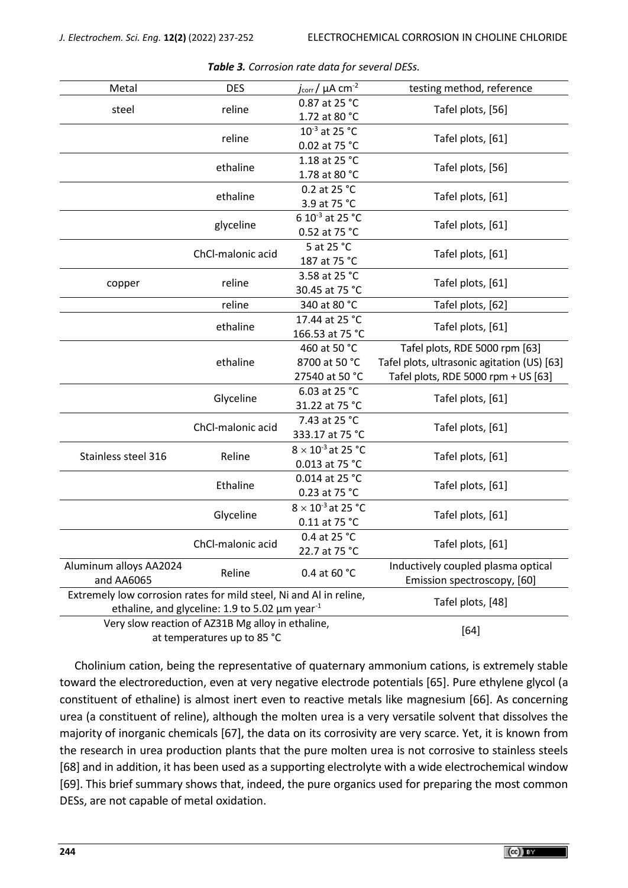***Table 3.** Corrosion rate data for several DESs.*

| Metal | DES | $j_{corr}$ / μA cm$^{-2}$ | testing method, reference |
|---|---|---|---|
| steel | reline | 0.87 at 25 °C<br>1.72 at 80 °C | Tafel plots, [56] |
| | reline | $10^{-3}$ at 25 °C<br>0.02 at 75 °C | Tafel plots, [61] |
| | ethaline | 1.18 at 25 °C<br>1.78 at 80 °C | Tafel plots, [56] |
| | ethaline | 0.2 at 25 °C<br>3.9 at 75 °C | Tafel plots, [61] |
| | glyceline | $6\ 10^{-3}$ at 25 °C<br>0.52 at 75 °C | Tafel plots, [61] |
| | ChCl-malonic acid | 5 at 25 °C<br>187 at 75 °C | Tafel plots, [61] |
| copper | reline | 3.58 at 25 °C<br>30.45 at 75 °C | Tafel plots, [61] |
| | reline | 340 at 80 °C | Tafel plots, [62] |
| | ethaline | 17.44 at 25 °C<br>166.53 at 75 °C | Tafel plots, [61] |
| | ethaline | 460 at 50 °C<br>8700 at 50 °C<br>27540 at 50 °C | Tafel plots, RDE 5000 rpm [63]<br>Tafel plots, ultrasonic agitation (US) [63]<br>Tafel plots, RDE 5000 rpm + US [63] |
| | Glyceline | 6.03 at 25 °C<br>31.22 at 75 °C | Tafel plots, [61] |
| | ChCl-malonic acid | 7.43 at 25 °C<br>333.17 at 75 °C | Tafel plots, [61] |
| Stainless steel 316 | Reline | $8 \times 10^{-3}$ at 25 °C<br>0.013 at 75 °C | Tafel plots, [61] |
| | Ethaline | 0.014 at 25 °C<br>0.23 at 75 °C | Tafel plots, [61] |
| | Glyceline | $8 \times 10^{-3}$ at 25 °C<br>0.11 at 75 °C | Tafel plots, [61] |
| | ChCl-malonic acid | 0.4 at 25 °C<br>22.7 at 75 °C | Tafel plots, [61] |
| Aluminum alloys AA2024 and AA6065 | Reline | 0.4 at 60 °C | Inductively coupled plasma optical Emission spectroscopy, [60] |
| Extremely low corrosion rates for mild steel, Ni and Al in reline, ethaline, and glyceline: 1.9 to 5.02 μm year$^{-1}$ | | | Tafel plots, [48] |
| Very slow reaction of AZ31B Mg alloy in ethaline, at temperatures up to 85 °C | | | [64] |

Cholinium cation, being the representative of quaternary ammonium cations, is extremely stable toward the electroreduction, even at very negative electrode potentials [65]. Pure ethylene glycol (a constituent of ethaline) is almost inert even to reactive metals like magnesium [66]. As concerning urea (a constituent of reline), although the molten urea is a very versatile solvent that dissolves the majority of inorganic chemicals [67], the data on its corrosivity are very scarce. Yet, it is known from the research in urea production plants that the pure molten urea is not corrosive to stainless steels [68] and in addition, it has been used as a supporting electrolyte with a wide electrochemical window [69]. This brief summary shows that, indeed, the pure organics used for preparing the most common DESs, are not capable of metal oxidation.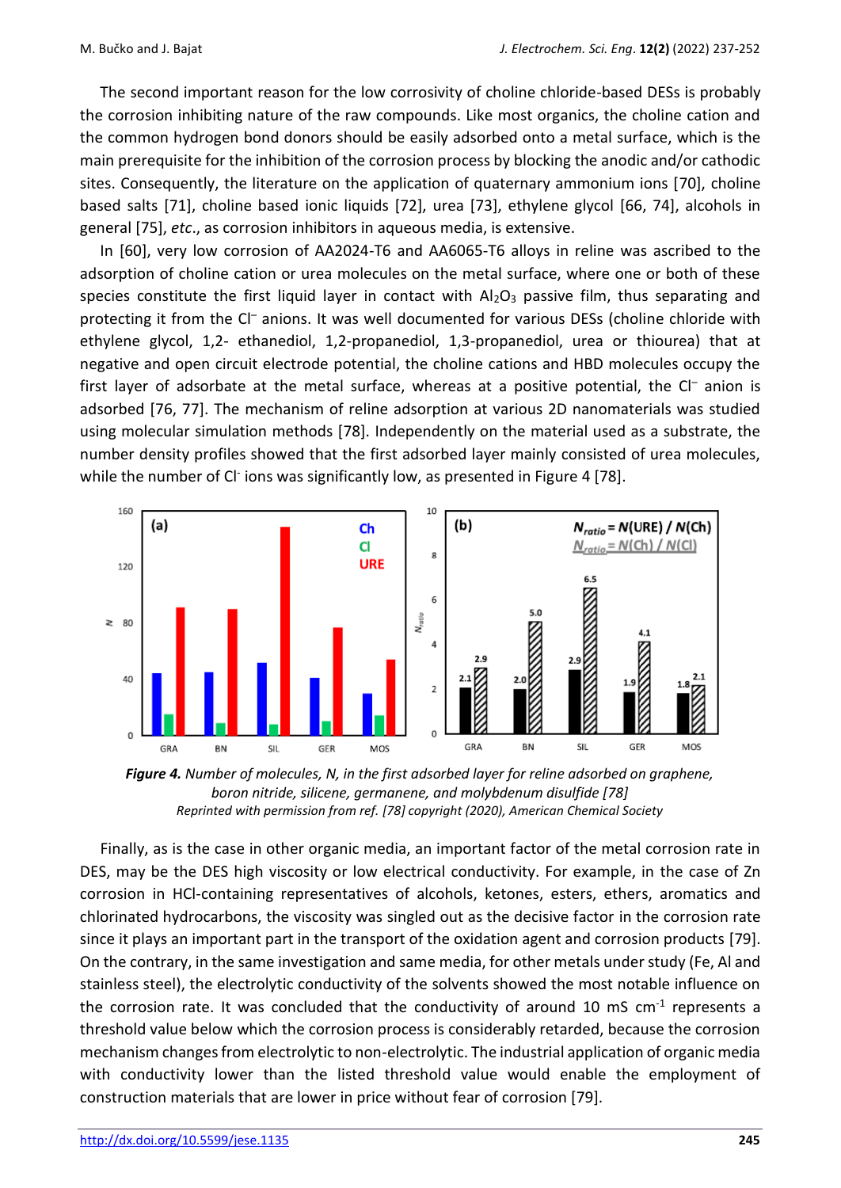The second important reason for the low corrosivity of choline chloride-based DESs is probably the corrosion inhibiting nature of the raw compounds. Like most organics, the choline cation and the common hydrogen bond donors should be easily adsorbed onto a metal surface, which is the main prerequisite for the inhibition of the corrosion process by blocking the anodic and/or cathodic sites. Consequently, the literature on the application of quaternary ammonium ions [70], choline based salts [71], choline based ionic liquids [72], urea [73], ethylene glycol [66, 74], alcohols in general [75], *etc*., as corrosion inhibitors in aqueous media, is extensive.

In [60], very low corrosion of AA2024-T6 and AA6065-T6 alloys in reline was ascribed to the adsorption of choline cation or urea molecules on the metal surface, where one or both of these species constitute the first liquid layer in contact with $Al_2O_3$ passive film, thus separating and protecting it from the $Cl^-$ anions. It was well documented for various DESs (choline chloride with ethylene glycol, 1,2- ethanediol, 1,2-propanediol, 1,3-propanediol, urea or thiourea) that at negative and open circuit electrode potential, the choline cations and HBD molecules occupy the first layer of adsorbate at the metal surface, whereas at a positive potential, the $Cl^-$ anion is adsorbed [76, 77]. The mechanism of reline adsorption at various 2D nanomaterials was studied using molecular simulation methods [78]. Independently on the material used as a substrate, the number density profiles showed that the first adsorbed layer mainly consisted of urea molecules, while the number of $Cl^-$ ions was significantly low, as presented in Figure 4 [78].

(a)
Ch
Cl
URE
N
160
120
80
40
0
GRA BN SIL GER MOS

(b)
$N_{ratio} = N(\text{URE}) / N(\text{Ch})$
$N_{ratio} = N(\text{Ch}) / N(\text{Cl})$
$N_{ratio}$
10
8
6
4
2
0
2.1 2.9 2.0 5.0 2.9 6.5 1.9 4.1 1.8 2.1
GRA BN SIL GER MOS

***Figure 4.*** *Number of molecules, N, in the first adsorbed layer for reline adsorbed on graphene, boron nitride, silicene, germanene, and molybdenum disulfide [78]*
*Reprinted with permission from ref. [78] copyright (2020), American Chemical Society*

Finally, as is the case in other organic media, an important factor of the metal corrosion rate in DES, may be the DES high viscosity or low electrical conductivity. For example, in the case of Zn corrosion in HCl-containing representatives of alcohols, ketones, esters, ethers, aromatics and chlorinated hydrocarbons, the viscosity was singled out as the decisive factor in the corrosion rate since it plays an important part in the transport of the oxidation agent and corrosion products [79]. On the contrary, in the same investigation and same media, for other metals under study (Fe, Al and stainless steel), the electrolytic conductivity of the solvents showed the most notable influence on the corrosion rate. It was concluded that the conductivity of around 10 mS $cm^{-1}$ represents a threshold value below which the corrosion process is considerably retarded, because the corrosion mechanism changes from electrolytic to non-electrolytic. The industrial application of organic media with conductivity lower than the listed threshold value would enable the employment of construction materials that are lower in price without fear of corrosion [79].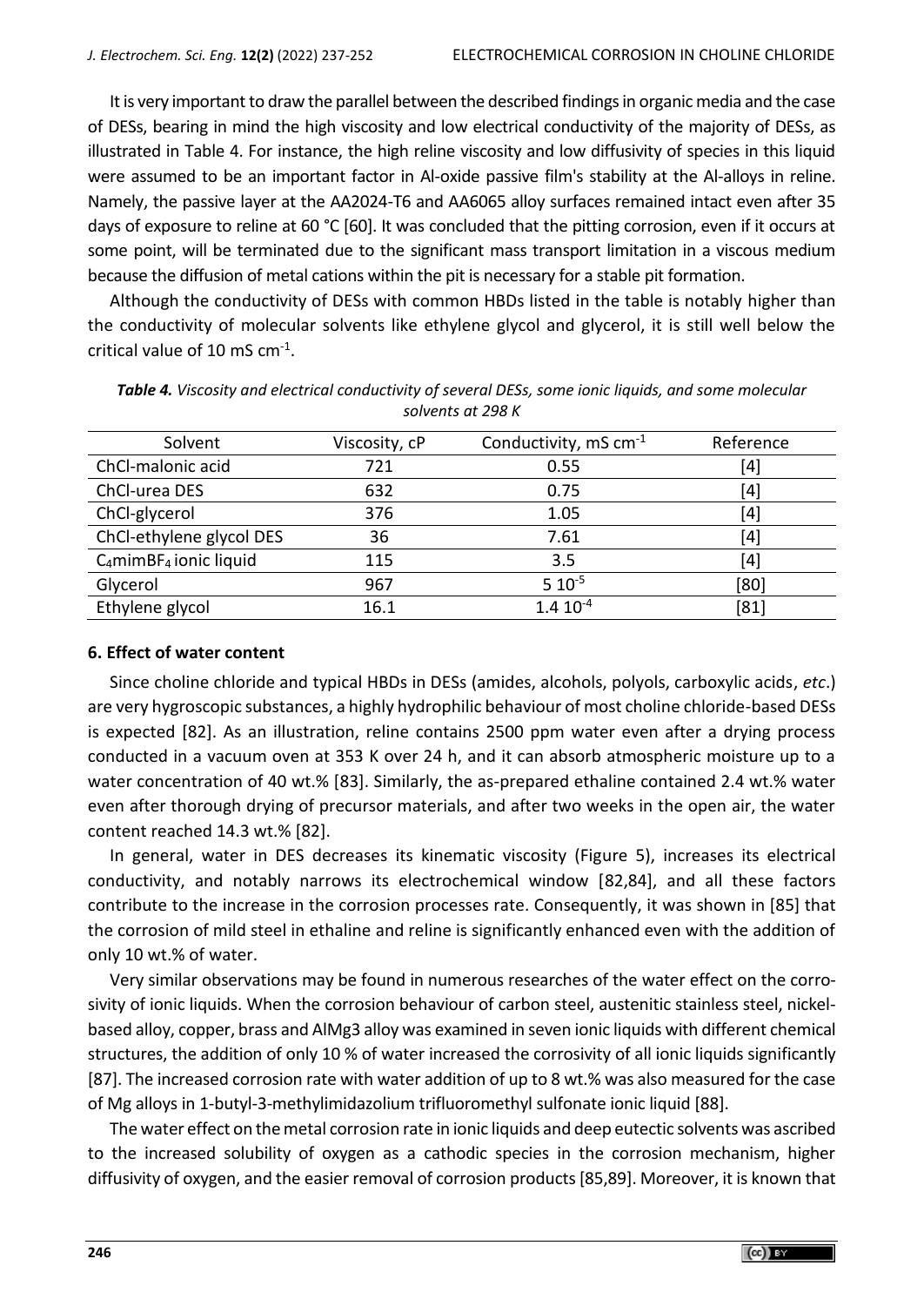It is very important to draw the parallel between the described findings in organic media and the case of DESs, bearing in mind the high viscosity and low electrical conductivity of the majority of DESs, as illustrated in Table 4. For instance, the high reline viscosity and low diffusivity of species in this liquid were assumed to be an important factor in Al-oxide passive film's stability at the Al-alloys in reline. Namely, the passive layer at the AA2024-T6 and AA6065 alloy surfaces remained intact even after 35 days of exposure to reline at 60 °C [60]. It was concluded that the pitting corrosion, even if it occurs at some point, will be terminated due to the significant mass transport limitation in a viscous medium because the diffusion of metal cations within the pit is necessary for a stable pit formation.

Although the conductivity of DESs with common HBDs listed in the table is notably higher than the conductivity of molecular solvents like ethylene glycol and glycerol, it is still well below the critical value of 10 mS $cm^{-1}$.

***Table 4.*** *Viscosity and electrical conductivity of several DESs, some ionic liquids, and some molecular solvents at 298 K*

| Solvent | Viscosity, cP | Conductivity, mS $cm^{-1}$ | Reference |
|---|---|---|---|
| ChCl-malonic acid | 721 | 0.55 | [4] |
| ChCl-urea DES | 632 | 0.75 | [4] |
| ChCl-glycerol | 376 | 1.05 | [4] |
| ChCl-ethylene glycol DES | 36 | 7.61 | [4] |
| $C_4mimBF_4$ ionic liquid | 115 | 3.5 | [4] |
| Glycerol | 967 | $5 \cdot 10^{-5}$ | [80] |
| Ethylene glycol | 16.1 | $1.4 \cdot 10^{-4}$ | [81] |

## 6. Effect of water content

Since choline chloride and typical HBDs in DESs (amides, alcohols, polyols, carboxylic acids, *etc*.) are very hygroscopic substances, a highly hydrophilic behaviour of most choline chloride-based DESs is expected [82]. As an illustration, reline contains 2500 ppm water even after a drying process conducted in a vacuum oven at 353 K over 24 h, and it can absorb atmospheric moisture up to a water concentration of 40 wt.% [83]. Similarly, the as-prepared ethaline contained 2.4 wt.% water even after thorough drying of precursor materials, and after two weeks in the open air, the water content reached 14.3 wt.% [82].

In general, water in DES decreases its kinematic viscosity (Figure 5), increases its electrical conductivity, and notably narrows its electrochemical window [82,84], and all these factors contribute to the increase in the corrosion processes rate. Consequently, it was shown in [85] that the corrosion of mild steel in ethaline and reline is significantly enhanced even with the addition of only 10 wt.% of water.

Very similar observations may be found in numerous researches of the water effect on the corrosivity of ionic liquids. When the corrosion behaviour of carbon steel, austenitic stainless steel, nickel-based alloy, copper, brass and AlMg3 alloy was examined in seven ionic liquids with different chemical structures, the addition of only 10 % of water increased the corrosivity of all ionic liquids significantly [87]. The increased corrosion rate with water addition of up to 8 wt.% was also measured for the case of Mg alloys in 1-butyl-3-methylimidazolium trifluoromethyl sulfonate ionic liquid [88].

The water effect on the metal corrosion rate in ionic liquids and deep eutectic solvents was ascribed to the increased solubility of oxygen as a cathodic species in the corrosion mechanism, higher diffusivity of oxygen, and the easier removal of corrosion products [85,89]. Moreover, it is known that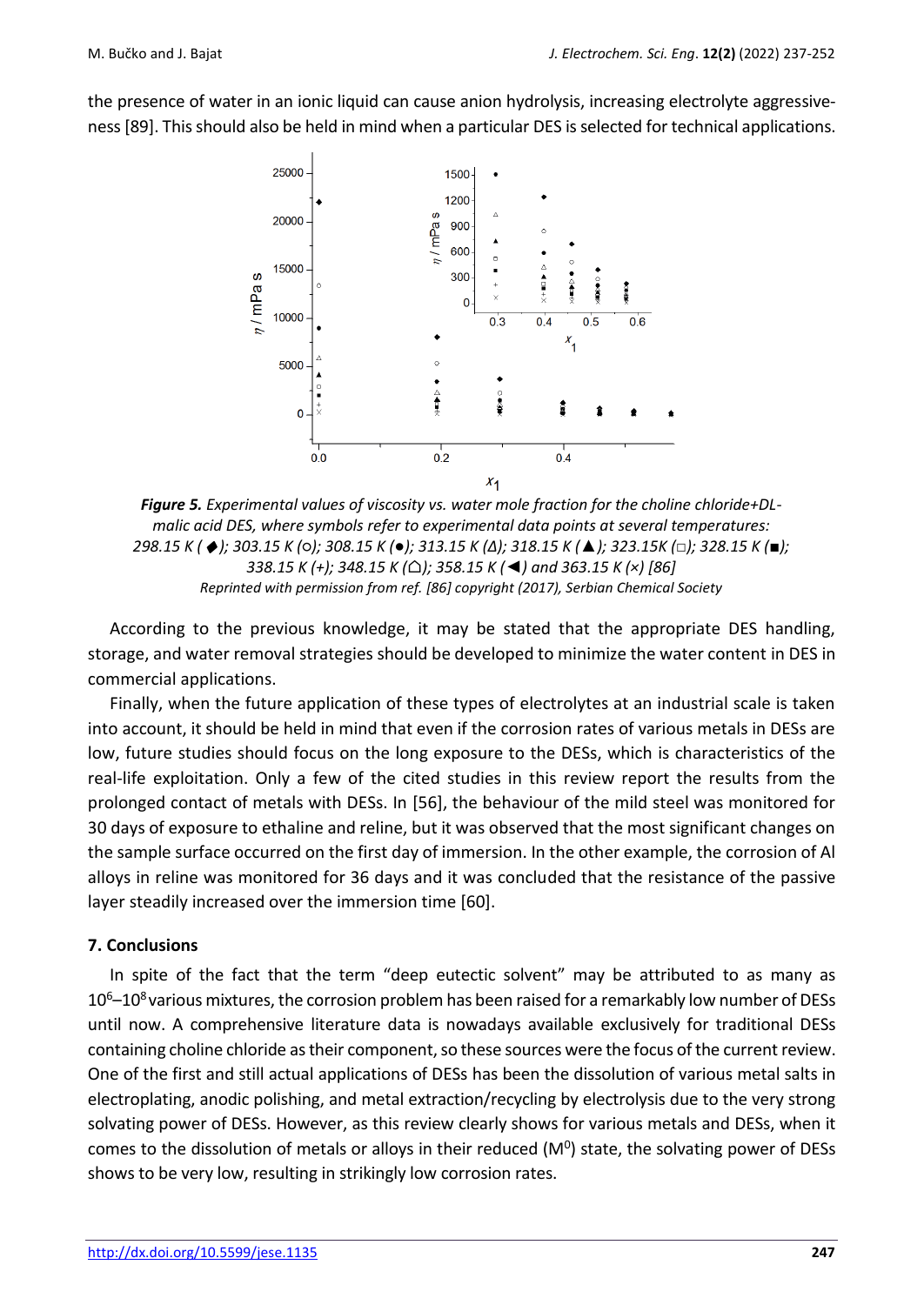the presence of water in an ionic liquid can cause anion hydrolysis, increasing electrolyte aggressiveness [89]. This should also be held in mind when a particular DES is selected for technical applications.

25000
20000
15000
10000
5000
0
$\eta$ / mPa s
0.0
0.2
0.4
$x_1$
1500
1200
900
600
300
0
$\eta$ / mPa s
0.3
0.4
0.5
0.6
$x_1$

***Figure 5.*** *Experimental values of viscosity vs. water mole fraction for the choline chloride+DL-malic acid DES, where symbols refer to experimental data points at several temperatures: 298.15 K (◆); 303.15 K (○); 308.15 K (●); 313.15 K (Δ); 318.15 K (▲); 323.15K (□); 328.15 K (■); 338.15 K (+); 348.15 K (☖); 358.15 K (◀) and 363.15 K (×) [86]*

*Reprinted with permission from ref. [86] copyright (2017), Serbian Chemical Society*

According to the previous knowledge, it may be stated that the appropriate DES handling, storage, and water removal strategies should be developed to minimize the water content in DES in commercial applications.

Finally, when the future application of these types of electrolytes at an industrial scale is taken into account, it should be held in mind that even if the corrosion rates of various metals in DESs are low, future studies should focus on the long exposure to the DESs, which is characteristics of the real-life exploitation. Only a few of the cited studies in this review report the results from the prolonged contact of metals with DESs. In [56], the behaviour of the mild steel was monitored for 30 days of exposure to ethaline and reline, but it was observed that the most significant changes on the sample surface occurred on the first day of immersion. In the other example, the corrosion of Al alloys in reline was monitored for 36 days and it was concluded that the resistance of the passive layer steadily increased over the immersion time [60].

## 7. Conclusions

In spite of the fact that the term "deep eutectic solvent" may be attributed to as many as $10^6$–$10^8$ various mixtures, the corrosion problem has been raised for a remarkably low number of DESs until now. A comprehensive literature data is nowadays available exclusively for traditional DESs containing choline chloride as their component, so these sources were the focus of the current review. One of the first and still actual applications of DESs has been the dissolution of various metal salts in electroplating, anodic polishing, and metal extraction/recycling by electrolysis due to the very strong solvating power of DESs. However, as this review clearly shows for various metals and DESs, when it comes to the dissolution of metals or alloys in their reduced ($M^0$) state, the solvating power of DESs shows to be very low, resulting in strikingly low corrosion rates.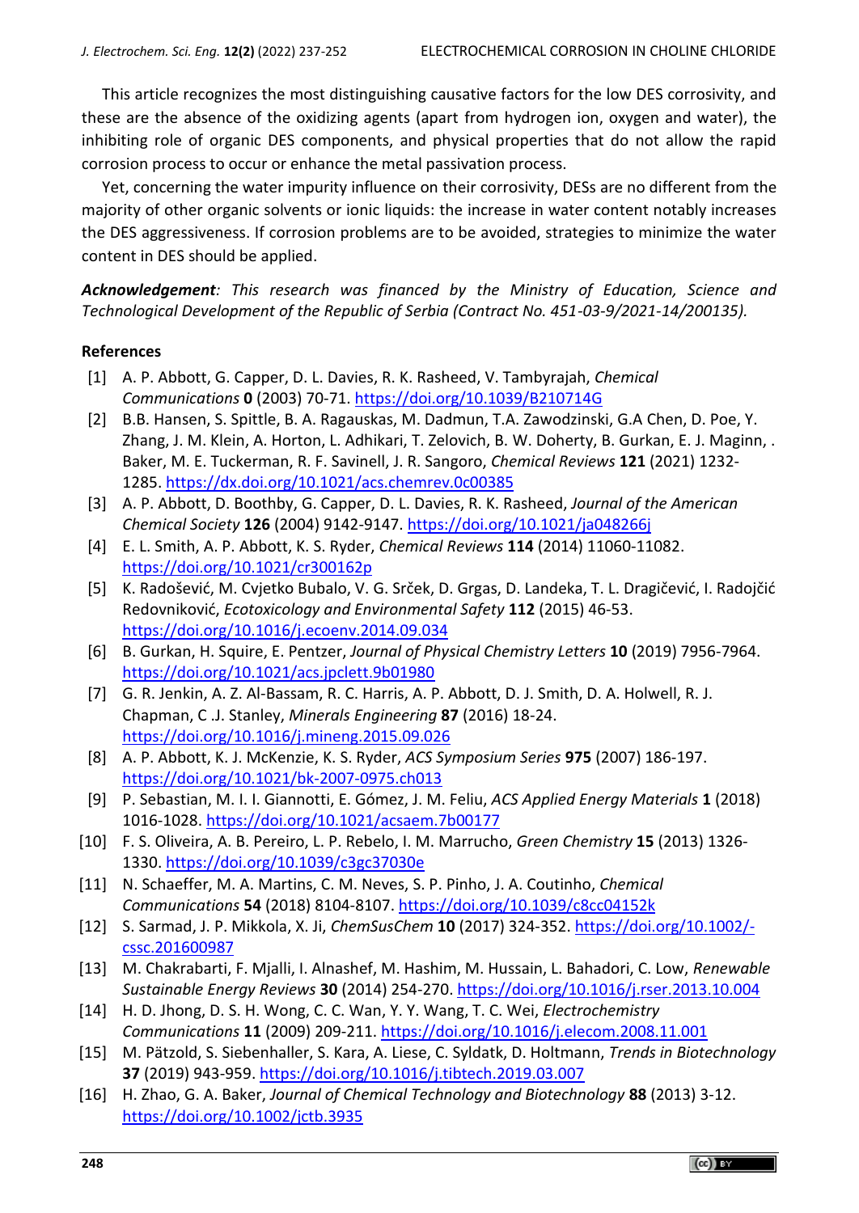This article recognizes the most distinguishing causative factors for the low DES corrosivity, and these are the absence of the oxidizing agents (apart from hydrogen ion, oxygen and water), the inhibiting role of organic DES components, and physical properties that do not allow the rapid corrosion process to occur or enhance the metal passivation process.

Yet, concerning the water impurity influence on their corrosivity, DESs are no different from the majority of other organic solvents or ionic liquids: the increase in water content notably increases the DES aggressiveness. If corrosion problems are to be avoided, strategies to minimize the water content in DES should be applied.

***Acknowledgement**: This research was financed by the Ministry of Education, Science and Technological Development of the Republic of Serbia (Contract No. 451-03-9/2021-14/200135).*

## References

[1] A. P. Abbott, G. Capper, D. L. Davies, R. K. Rasheed, V. Tambyrajah, *Chemical Communications* **0** (2003) 70-71. https://doi.org/10.1039/B210714G

[2] B.B. Hansen, S. Spittle, B. A. Ragauskas, M. Dadmun, T.A. Zawodzinski, G.A Chen, D. Poe, Y. Zhang, J. M. Klein, A. Horton, L. Adhikari, T. Zelovich, B. W. Doherty, B. Gurkan, E. J. Maginn, . Baker, M. E. Tuckerman, R. F. Savinell, J. R. Sangoro, *Chemical Reviews* **121** (2021) 1232-1285. https://dx.doi.org/10.1021/acs.chemrev.0c00385

[3] A. P. Abbott, D. Boothby, G. Capper, D. L. Davies, R. K. Rasheed, *Journal of the American Chemical Society* **126** (2004) 9142-9147. https://doi.org/10.1021/ja048266j

[4] E. L. Smith, A. P. Abbott, K. S. Ryder, *Chemical Reviews* **114** (2014) 11060-11082. https://doi.org/10.1021/cr300162p

[5] K. Radošević, M. Cvjetko Bubalo, V. G. Srček, D. Grgas, D. Landeka, T. L. Dragičević, I. Radojčić Redovniković, *Ecotoxicology and Environmental Safety* **112** (2015) 46-53. https://doi.org/10.1016/j.ecoenv.2014.09.034

[6] B. Gurkan, H. Squire, E. Pentzer, *Journal of Physical Chemistry Letters* **10** (2019) 7956-7964. https://doi.org/10.1021/acs.jpclett.9b01980

[7] G. R. Jenkin, A. Z. Al-Bassam, R. C. Harris, A. P. Abbott, D. J. Smith, D. A. Holwell, R. J. Chapman, C .J. Stanley, *Minerals Engineering* **87** (2016) 18-24. https://doi.org/10.1016/j.mineng.2015.09.026

[8] A. P. Abbott, K. J. McKenzie, K. S. Ryder, *ACS Symposium Series* **975** (2007) 186-197. https://doi.org/10.1021/bk-2007-0975.ch013

[9] P. Sebastian, M. I. I. Giannotti, E. Gómez, J. M. Feliu, *ACS Applied Energy Materials* **1** (2018) 1016-1028. https://doi.org/10.1021/acsaem.7b00177

[10] F. S. Oliveira, A. B. Pereiro, L. P. Rebelo, I. M. Marrucho, *Green Chemistry* **15** (2013) 1326-1330. https://doi.org/10.1039/c3gc37030e

[11] N. Schaeffer, M. A. Martins, C. M. Neves, S. P. Pinho, J. A. Coutinho, *Chemical Communications* **54** (2018) 8104-8107. https://doi.org/10.1039/c8cc04152k

[12] S. Sarmad, J. P. Mikkola, X. Ji, *ChemSusChem* **10** (2017) 324-352. https://doi.org/10.1002/-cssc.201600987

[13] M. Chakrabarti, F. Mjalli, I. Alnashef, M. Hashim, M. Hussain, L. Bahadori, C. Low, *Renewable Sustainable Energy Reviews* **30** (2014) 254-270. https://doi.org/10.1016/j.rser.2013.10.004

[14] H. D. Jhong, D. S. H. Wong, C. C. Wan, Y. Y. Wang, T. C. Wei, *Electrochemistry Communications* **11** (2009) 209-211. https://doi.org/10.1016/j.elecom.2008.11.001

[15] M. Pätzold, S. Siebenhaller, S. Kara, A. Liese, C. Syldatk, D. Holtmann, *Trends in Biotechnology* **37** (2019) 943-959. https://doi.org/10.1016/j.tibtech.2019.03.007

[16] H. Zhao, G. A. Baker, *Journal of Chemical Technology and Biotechnology* **88** (2013) 3-12. https://doi.org/10.1002/jctb.3935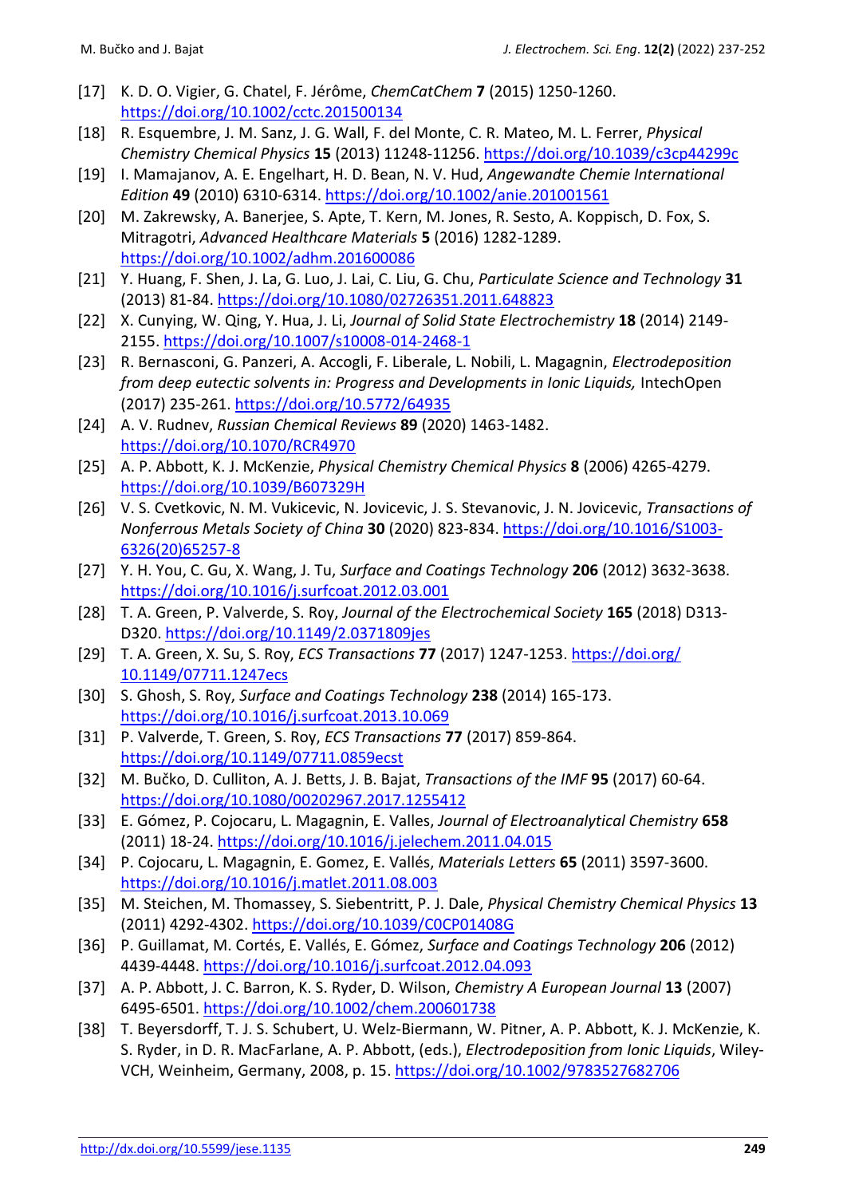[17] K. D. O. Vigier, G. Chatel, F. Jérôme, *ChemCatChem* **7** (2015) 1250-1260. https://doi.org/10.1002/cctc.201500134

[18] R. Esquembre, J. M. Sanz, J. G. Wall, F. del Monte, C. R. Mateo, M. L. Ferrer, *Physical Chemistry Chemical Physics* **15** (2013) 11248-11256. https://doi.org/10.1039/c3cp44299c

[19] I. Mamajanov, A. E. Engelhart, H. D. Bean, N. V. Hud, *Angewandte Chemie International Edition* **49** (2010) 6310-6314. https://doi.org/10.1002/anie.201001561

[20] M. Zakrewsky, A. Banerjee, S. Apte, T. Kern, M. Jones, R. Sesto, A. Koppisch, D. Fox, S. Mitragotri, *Advanced Healthcare Materials* **5** (2016) 1282-1289. https://doi.org/10.1002/adhm.201600086

[21] Y. Huang, F. Shen, J. La, G. Luo, J. Lai, C. Liu, G. Chu, *Particulate Science and Technology* **31** (2013) 81-84. https://doi.org/10.1080/02726351.2011.648823

[22] X. Cunying, W. Qing, Y. Hua, J. Li, *Journal of Solid State Electrochemistry* **18** (2014) 2149-2155. https://doi.org/10.1007/s10008-014-2468-1

[23] R. Bernasconi, G. Panzeri, A. Accogli, F. Liberale, L. Nobili, L. Magagnin, *Electrodeposition from deep eutectic solvents in: Progress and Developments in Ionic Liquids,* IntechOpen (2017) 235-261. https://doi.org/10.5772/64935

[24] A. V. Rudnev, *Russian Chemical Reviews* **89** (2020) 1463-1482. https://doi.org/10.1070/RCR4970

[25] A. P. Abbott, K. J. McKenzie, *Physical Chemistry Chemical Physics* **8** (2006) 4265-4279. https://doi.org/10.1039/B607329H

[26] V. S. Cvetkovic, N. M. Vukicevic, N. Jovicevic, J. S. Stevanovic, J. N. Jovicevic, *Transactions of Nonferrous Metals Society of China* **30** (2020) 823-834. https://doi.org/10.1016/S1003-6326(20)65257-8

[27] Y. H. You, C. Gu, X. Wang, J. Tu, *Surface and Coatings Technology* **206** (2012) 3632-3638. https://doi.org/10.1016/j.surfcoat.2012.03.001

[28] T. A. Green, P. Valverde, S. Roy, *Journal of the Electrochemical Society* **165** (2018) D313-D320. https://doi.org/10.1149/2.0371809jes

[29] T. A. Green, X. Su, S. Roy, *ECS Transactions* **77** (2017) 1247-1253. https://doi.org/10.1149/07711.1247ecs

[30] S. Ghosh, S. Roy, *Surface and Coatings Technology* **238** (2014) 165-173. https://doi.org/10.1016/j.surfcoat.2013.10.069

[31] P. Valverde, T. Green, S. Roy, *ECS Transactions* **77** (2017) 859-864. https://doi.org/10.1149/07711.0859ecst

[32] M. Bučko, D. Culliton, A. J. Betts, J. B. Bajat, *Transactions of the IMF* **95** (2017) 60-64. https://doi.org/10.1080/00202967.2017.1255412

[33] E. Gómez, P. Cojocaru, L. Magagnin, E. Valles, *Journal of Electroanalytical Chemistry* **658** (2011) 18-24. https://doi.org/10.1016/j.jelechem.2011.04.015

[34] P. Cojocaru, L. Magagnin, E. Gomez, E. Vallés, *Materials Letters* **65** (2011) 3597-3600. https://doi.org/10.1016/j.matlet.2011.08.003

[35] M. Steichen, M. Thomassey, S. Siebentritt, P. J. Dale, *Physical Chemistry Chemical Physics* **13** (2011) 4292-4302. https://doi.org/10.1039/C0CP01408G

[36] P. Guillamat, M. Cortés, E. Vallés, E. Gómez, *Surface and Coatings Technology* **206** (2012) 4439-4448. https://doi.org/10.1016/j.surfcoat.2012.04.093

[37] A. P. Abbott, J. C. Barron, K. S. Ryder, D. Wilson, *Chemistry A European Journal* **13** (2007) 6495-6501. https://doi.org/10.1002/chem.200601738

[38] T. Beyersdorff, T. J. S. Schubert, U. Welz-Biermann, W. Pitner, A. P. Abbott, K. J. McKenzie, K. S. Ryder, in D. R. MacFarlane, A. P. Abbott, (eds.), *Electrodeposition from Ionic Liquids*, Wiley-VCH, Weinheim, Germany, 2008, p. 15. https://doi.org/10.1002/9783527682706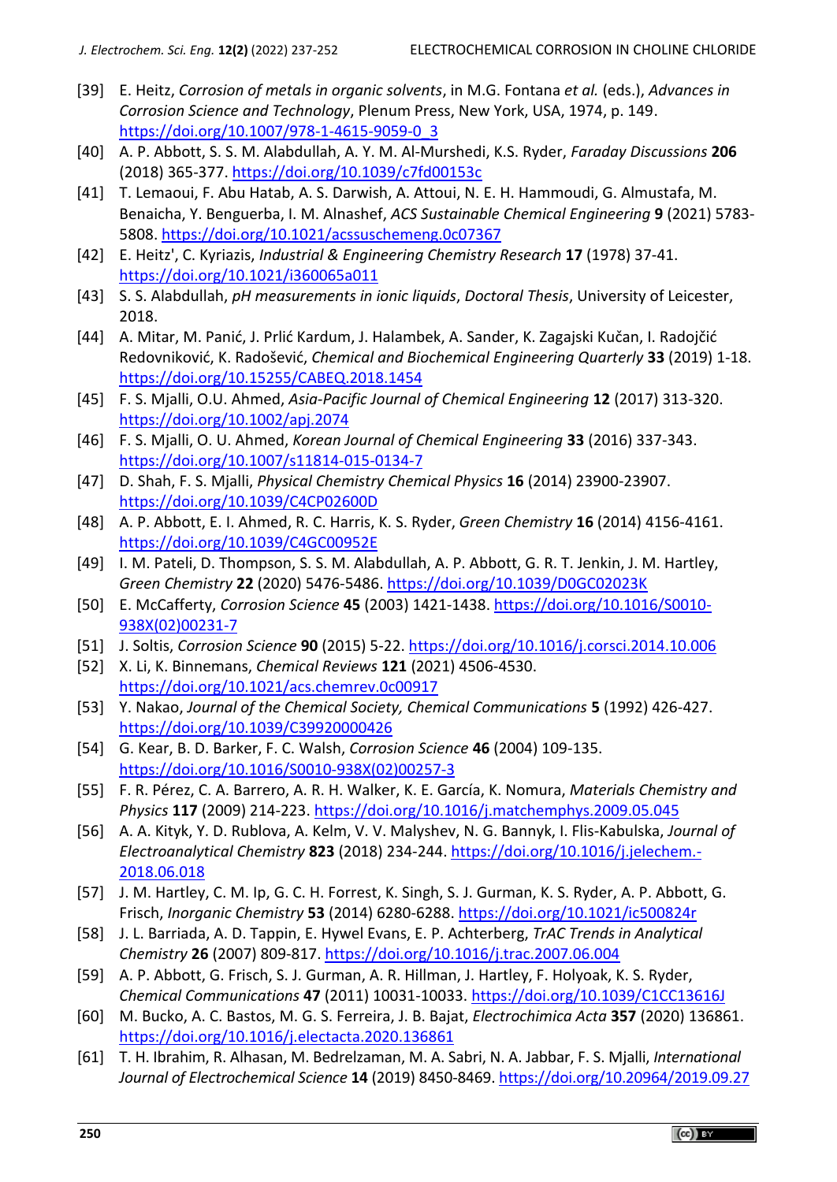[39] E. Heitz, *Corrosion of metals in organic solvents*, in M.G. Fontana *et al.* (eds.), *Advances in Corrosion Science and Technology*, Plenum Press, New York, USA, 1974, p. 149. https://doi.org/10.1007/978-1-4615-9059-0_3

[40] A. P. Abbott, S. S. M. Alabdullah, A. Y. M. Al-Murshedi, K.S. Ryder, *Faraday Discussions* **206** (2018) 365-377. https://doi.org/10.1039/c7fd00153c

[41] T. Lemaoui, F. Abu Hatab, A. S. Darwish, A. Attoui, N. E. H. Hammoudi, G. Almustafa, M. Benaicha, Y. Benguerba, I. M. Alnashef, *ACS Sustainable Chemical Engineering* **9** (2021) 5783-5808. https://doi.org/10.1021/acssuschemeng.0c07367

[42] E. Heitz', C. Kyriazis, *Industrial & Engineering Chemistry Research* **17** (1978) 37-41. https://doi.org/10.1021/i360065a011

[43] S. S. Alabdullah, *pH measurements in ionic liquids*, *Doctoral Thesis*, University of Leicester, 2018.

[44] A. Mitar, M. Panić, J. Prlić Kardum, J. Halambek, A. Sander, K. Zagajski Kučan, I. Radojčić Redovniković, K. Radošević, *Chemical and Biochemical Engineering Quarterly* **33** (2019) 1-18. https://doi.org/10.15255/CABEQ.2018.1454

[45] F. S. Mjalli, O.U. Ahmed, *Asia-Pacific Journal of Chemical Engineering* **12** (2017) 313-320. https://doi.org/10.1002/apj.2074

[46] F. S. Mjalli, O. U. Ahmed, *Korean Journal of Chemical Engineering* **33** (2016) 337-343. https://doi.org/10.1007/s11814-015-0134-7

[47] D. Shah, F. S. Mjalli, *Physical Chemistry Chemical Physics* **16** (2014) 23900-23907. https://doi.org/10.1039/C4CP02600D

[48] A. P. Abbott, E. I. Ahmed, R. C. Harris, K. S. Ryder, *Green Chemistry* **16** (2014) 4156-4161. https://doi.org/10.1039/C4GC00952E

[49] I. M. Pateli, D. Thompson, S. S. M. Alabdullah, A. P. Abbott, G. R. T. Jenkin, J. M. Hartley, *Green Chemistry* **22** (2020) 5476-5486. https://doi.org/10.1039/D0GC02023K

[50] E. McCafferty, *Corrosion Science* **45** (2003) 1421-1438. https://doi.org/10.1016/S0010-938X(02)00231-7

[51] J. Soltis, *Corrosion Science* **90** (2015) 5-22. https://doi.org/10.1016/j.corsci.2014.10.006

[52] X. Li, K. Binnemans, *Chemical Reviews* **121** (2021) 4506-4530. https://doi.org/10.1021/acs.chemrev.0c00917

[53] Y. Nakao, *Journal of the Chemical Society, Chemical Communications* **5** (1992) 426-427. https://doi.org/10.1039/C39920000426

[54] G. Kear, B. D. Barker, F. C. Walsh, *Corrosion Science* **46** (2004) 109-135. https://doi.org/10.1016/S0010-938X(02)00257-3

[55] F. R. Pérez, C. A. Barrero, A. R. H. Walker, K. E. García, K. Nomura, *Materials Chemistry and Physics* **117** (2009) 214-223. https://doi.org/10.1016/j.matchemphys.2009.05.045

[56] A. A. Kityk, Y. D. Rublova, A. Kelm, V. V. Malyshev, N. G. Bannyk, I. Flis-Kabulska, *Journal of Electroanalytical Chemistry* **823** (2018) 234-244. https://doi.org/10.1016/j.jelechem.-2018.06.018

[57] J. M. Hartley, C. M. Ip, G. C. H. Forrest, K. Singh, S. J. Gurman, K. S. Ryder, A. P. Abbott, G. Frisch, *Inorganic Chemistry* **53** (2014) 6280-6288. https://doi.org/10.1021/ic500824r

[58] J. L. Barriada, A. D. Tappin, E. Hywel Evans, E. P. Achterberg, *TrAC Trends in Analytical Chemistry* **26** (2007) 809-817. https://doi.org/10.1016/j.trac.2007.06.004

[59] A. P. Abbott, G. Frisch, S. J. Gurman, A. R. Hillman, J. Hartley, F. Holyoak, K. S. Ryder, *Chemical Communications* **47** (2011) 10031-10033. https://doi.org/10.1039/C1CC13616J

[60] M. Bucko, A. C. Bastos, M. G. S. Ferreira, J. B. Bajat, *Electrochimica Acta* **357** (2020) 136861. https://doi.org/10.1016/j.electacta.2020.136861

[61] T. H. Ibrahim, R. Alhasan, M. Bedrelzaman, M. A. Sabri, N. A. Jabbar, F. S. Mjalli, *International Journal of Electrochemical Science* **14** (2019) 8450-8469. https://doi.org/10.20964/2019.09.27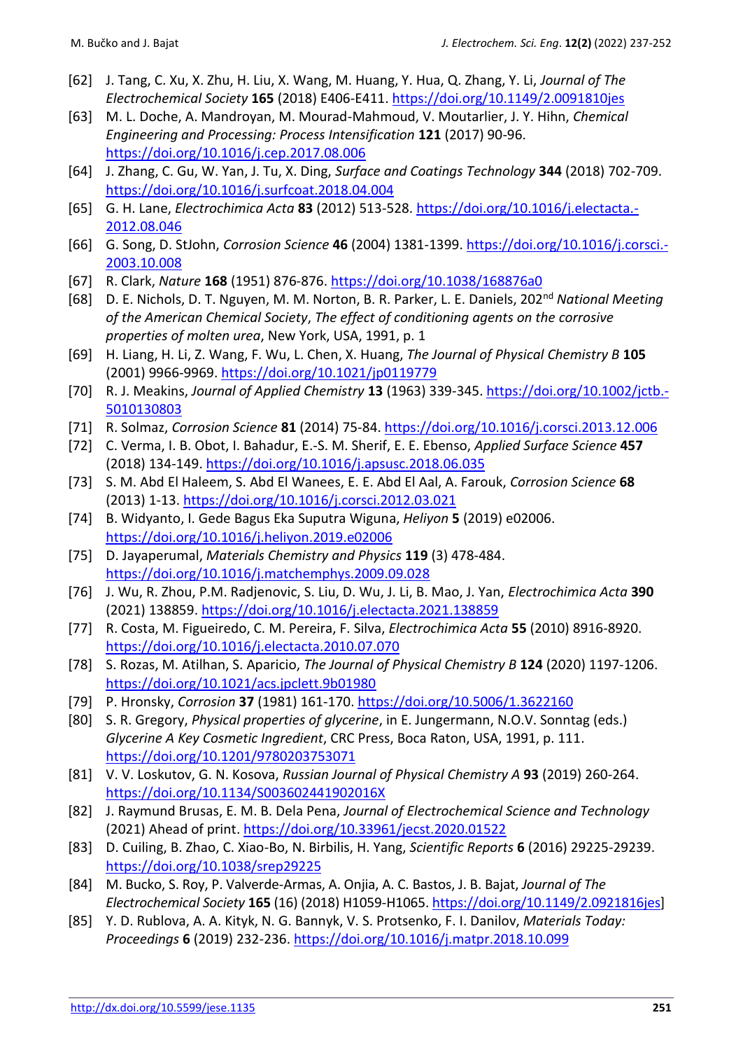- [62] J. Tang, C. Xu, X. Zhu, H. Liu, X. Wang, M. Huang, Y. Hua, Q. Zhang, Y. Li, *Journal of The Electrochemical Society* **165** (2018) E406-E411. https://doi.org/10.1149/2.0091810jes
- [63] M. L. Doche, A. Mandroyan, M. Mourad-Mahmoud, V. Moutarlier, J. Y. Hihn, *Chemical Engineering and Processing: Process Intensification* **121** (2017) 90-96. https://doi.org/10.1016/j.cep.2017.08.006
- [64] J. Zhang, C. Gu, W. Yan, J. Tu, X. Ding, *Surface and Coatings Technology* **344** (2018) 702-709. https://doi.org/10.1016/j.surfcoat.2018.04.004
- [65] G. H. Lane, *Electrochimica Acta* **83** (2012) 513-528. https://doi.org/10.1016/j.electacta.-2012.08.046
- [66] G. Song, D. StJohn, *Corrosion Science* **46** (2004) 1381-1399. https://doi.org/10.1016/j.corsci.-2003.10.008
- [67] R. Clark, *Nature* **168** (1951) 876-876. https://doi.org/10.1038/168876a0
- [68] D. E. Nichols, D. T. Nguyen, M. M. Norton, B. R. Parker, L. E. Daniels, 202nd *National Meeting of the American Chemical Society*, *The effect of conditioning agents on the corrosive properties of molten urea*, New York, USA, 1991, p. 1
- [69] H. Liang, H. Li, Z. Wang, F. Wu, L. Chen, X. Huang, *The Journal of Physical Chemistry B* **105** (2001) 9966-9969. https://doi.org/10.1021/jp0119779
- [70] R. J. Meakins, *Journal of Applied Chemistry* **13** (1963) 339-345. https://doi.org/10.1002/jctb.-5010130803
- [71] R. Solmaz, *Corrosion Science* **81** (2014) 75-84. https://doi.org/10.1016/j.corsci.2013.12.006
- [72] C. Verma, I. B. Obot, I. Bahadur, E.-S. M. Sherif, E. E. Ebenso, *Applied Surface Science* **457** (2018) 134-149. https://doi.org/10.1016/j.apsusc.2018.06.035
- [73] S. M. Abd El Haleem, S. Abd El Wanees, E. E. Abd El Aal, A. Farouk, *Corrosion Science* **68** (2013) 1-13. https://doi.org/10.1016/j.corsci.2012.03.021
- [74] B. Widyanto, I. Gede Bagus Eka Suputra Wiguna, *Heliyon* **5** (2019) e02006. https://doi.org/10.1016/j.heliyon.2019.e02006
- [75] D. Jayaperumal, *Materials Chemistry and Physics* **119** (3) 478-484. https://doi.org/10.1016/j.matchemphys.2009.09.028
- [76] J. Wu, R. Zhou, P.M. Radjenovic, S. Liu, D. Wu, J. Li, B. Mao, J. Yan, *Electrochimica Acta* **390** (2021) 138859. https://doi.org/10.1016/j.electacta.2021.138859
- [77] R. Costa, M. Figueiredo, C. M. Pereira, F. Silva, *Electrochimica Acta* **55** (2010) 8916-8920. https://doi.org/10.1016/j.electacta.2010.07.070
- [78] S. Rozas, M. Atilhan, S. Aparicio, *The Journal of Physical Chemistry B* **124** (2020) 1197-1206. https://doi.org/10.1021/acs.jpclett.9b01980
- [79] P. Hronsky, *Corrosion* **37** (1981) 161-170. https://doi.org/10.5006/1.3622160
- [80] S. R. Gregory, *Physical properties of glycerine*, in E. Jungermann, N.O.V. Sonntag (eds.) *Glycerine A Key Cosmetic Ingredient*, CRC Press, Boca Raton, USA, 1991, p. 111. https://doi.org/10.1201/9780203753071
- [81] V. V. Loskutov, G. N. Kosova, *Russian Journal of Physical Chemistry A* **93** (2019) 260-264. https://doi.org/10.1134/S003602441902016X
- [82] J. Raymund Brusas, E. M. B. Dela Pena, *Journal of Electrochemical Science and Technology* (2021) Ahead of print. https://doi.org/10.33961/jecst.2020.01522
- [83] D. Cuiling, B. Zhao, C. Xiao-Bo, N. Birbilis, H. Yang, *Scientific Reports* **6** (2016) 29225-29239. https://doi.org/10.1038/srep29225
- [84] M. Bucko, S. Roy, P. Valverde-Armas, A. Onjia, A. C. Bastos, J. B. Bajat, *Journal of The Electrochemical Society* **165** (16) (2018) H1059-H1065. https://doi.org/10.1149/2.0921816jes]
- [85] Y. D. Rublova, A. A. Kityk, N. G. Bannyk, V. S. Protsenko, F. I. Danilov, *Materials Today: Proceedings* **6** (2019) 232-236. https://doi.org/10.1016/j.matpr.2018.10.099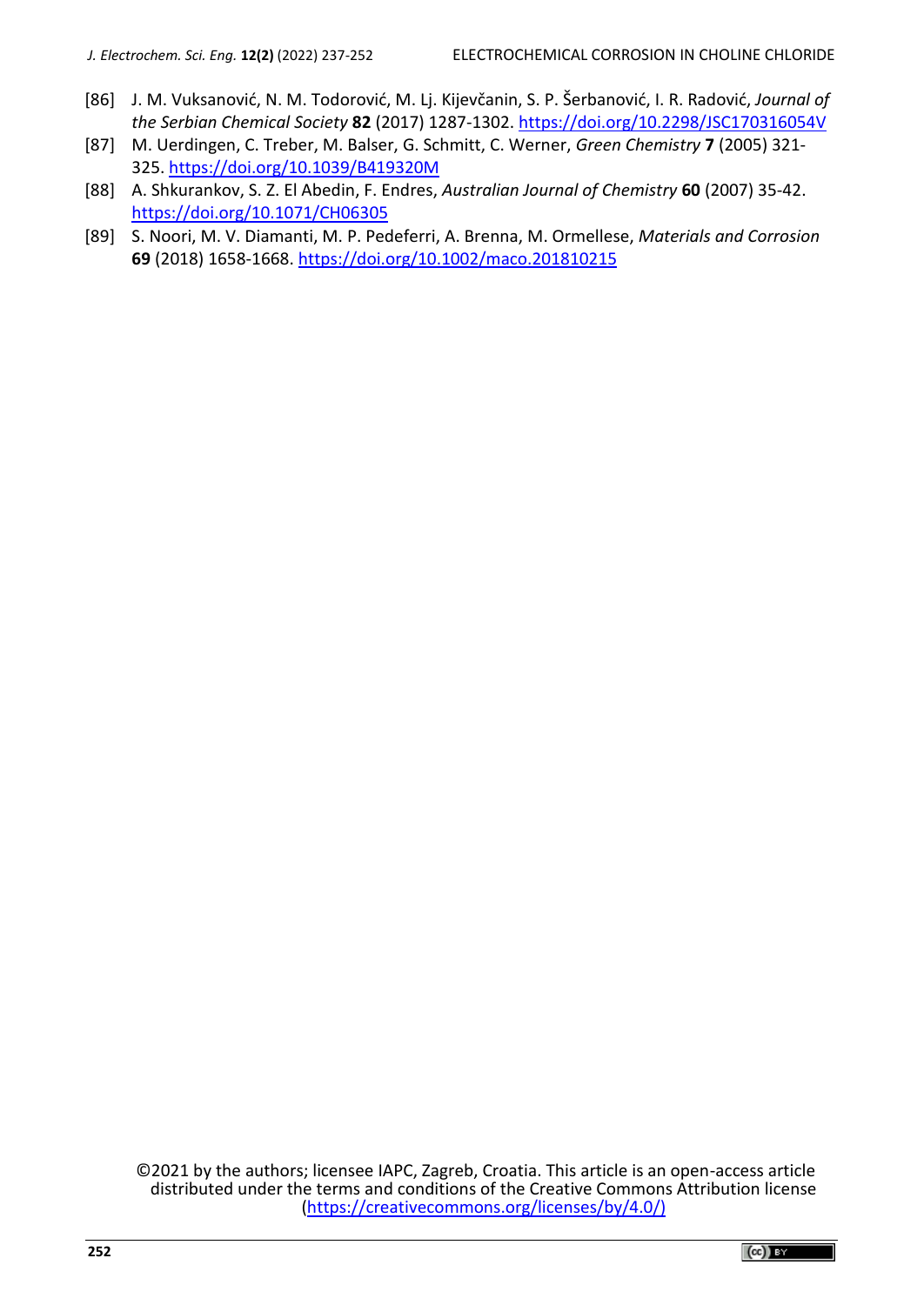[86] J. M. Vuksanović, N. M. Todorović, M. Lj. Kijevčanin, S. P. Šerbanović, I. R. Radović, *Journal of the Serbian Chemical Society* **82** (2017) 1287-1302. https://doi.org/10.2298/JSC170316054V

[87] M. Uerdingen, C. Treber, M. Balser, G. Schmitt, C. Werner, *Green Chemistry* **7** (2005) 321-325. https://doi.org/10.1039/B419320M

[88] A. Shkurankov, S. Z. El Abedin, F. Endres, *Australian Journal of Chemistry* **60** (2007) 35-42. https://doi.org/10.1071/CH06305

[89] S. Noori, M. V. Diamanti, M. P. Pedeferri, A. Brenna, M. Ormellese, *Materials and Corrosion* **69** (2018) 1658-1668. https://doi.org/10.1002/maco.201810215

©2021 by the authors; licensee IAPC, Zagreb, Croatia. This article is an open-access article distributed under the terms and conditions of the Creative Commons Attribution license (https://creativecommons.org/licenses/by/4.0/)